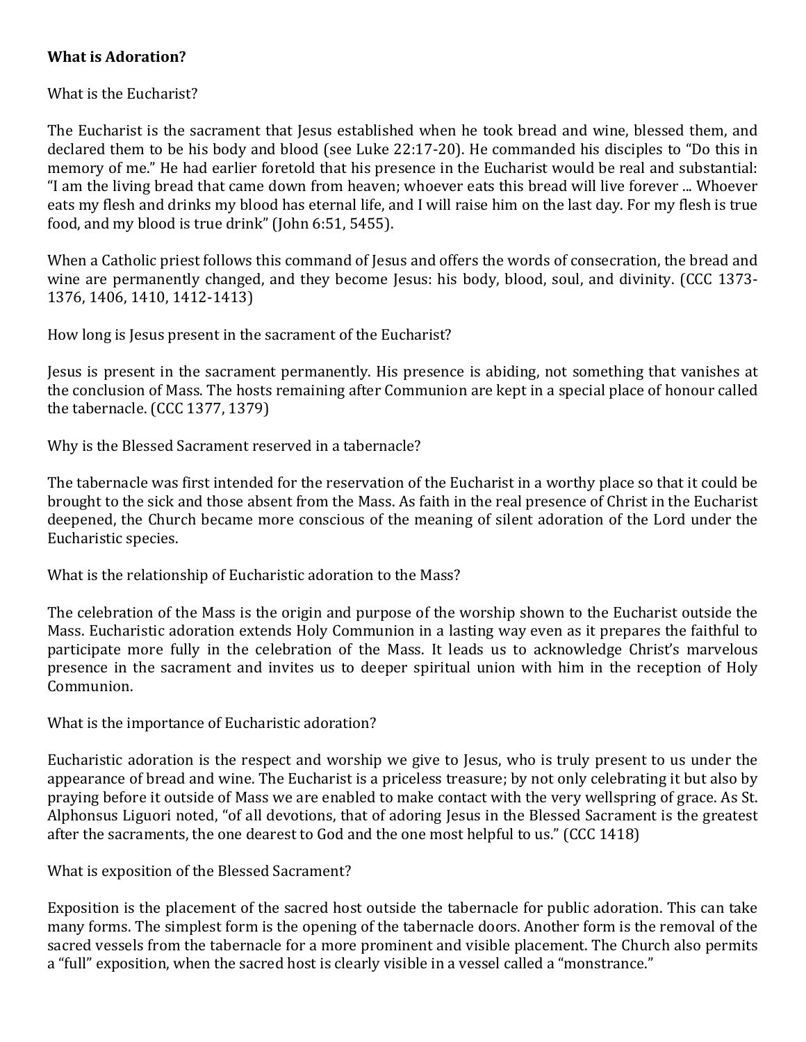**What is Adoration?**

What is the Eucharist?

The Eucharist is the sacrament that Jesus established when he took bread and wine, blessed them, and declared them to be his body and blood (see Luke 22:17-20). He commanded his disciples to "Do this in memory of me." He had earlier foretold that his presence in the Eucharist would be real and substantial: "I am the living bread that came down from heaven; whoever eats this bread will live forever ... Whoever eats my flesh and drinks my blood has eternal life, and I will raise him on the last day. For my flesh is true food, and my blood is true drink" (John 6:51, 5455).

When a Catholic priest follows this command of Jesus and offers the words of consecration, the bread and wine are permanently changed, and they become Jesus: his body, blood, soul, and divinity. (CCC 1373-1376, 1406, 1410, 1412-1413)

How long is Jesus present in the sacrament of the Eucharist?

Jesus is present in the sacrament permanently. His presence is abiding, not something that vanishes at the conclusion of Mass. The hosts remaining after Communion are kept in a special place of honour called the tabernacle. (CCC 1377, 1379)

Why is the Blessed Sacrament reserved in a tabernacle?

The tabernacle was first intended for the reservation of the Eucharist in a worthy place so that it could be brought to the sick and those absent from the Mass. As faith in the real presence of Christ in the Eucharist deepened, the Church became more conscious of the meaning of silent adoration of the Lord under the Eucharistic species.

What is the relationship of Eucharistic adoration to the Mass?

The celebration of the Mass is the origin and purpose of the worship shown to the Eucharist outside the Mass. Eucharistic adoration extends Holy Communion in a lasting way even as it prepares the faithful to participate more fully in the celebration of the Mass. It leads us to acknowledge Christ's marvelous presence in the sacrament and invites us to deeper spiritual union with him in the reception of Holy Communion.

What is the importance of Eucharistic adoration?

Eucharistic adoration is the respect and worship we give to Jesus, who is truly present to us under the appearance of bread and wine. The Eucharist is a priceless treasure; by not only celebrating it but also by praying before it outside of Mass we are enabled to make contact with the very wellspring of grace. As St. Alphonsus Liguori noted, "of all devotions, that of adoring Jesus in the Blessed Sacrament is the greatest after the sacraments, the one dearest to God and the one most helpful to us." (CCC 1418)

What is exposition of the Blessed Sacrament?

Exposition is the placement of the sacred host outside the tabernacle for public adoration. This can take many forms. The simplest form is the opening of the tabernacle doors. Another form is the removal of the sacred vessels from the tabernacle for a more prominent and visible placement. The Church also permits a "full" exposition, when the sacred host is clearly visible in a vessel called a "monstrance."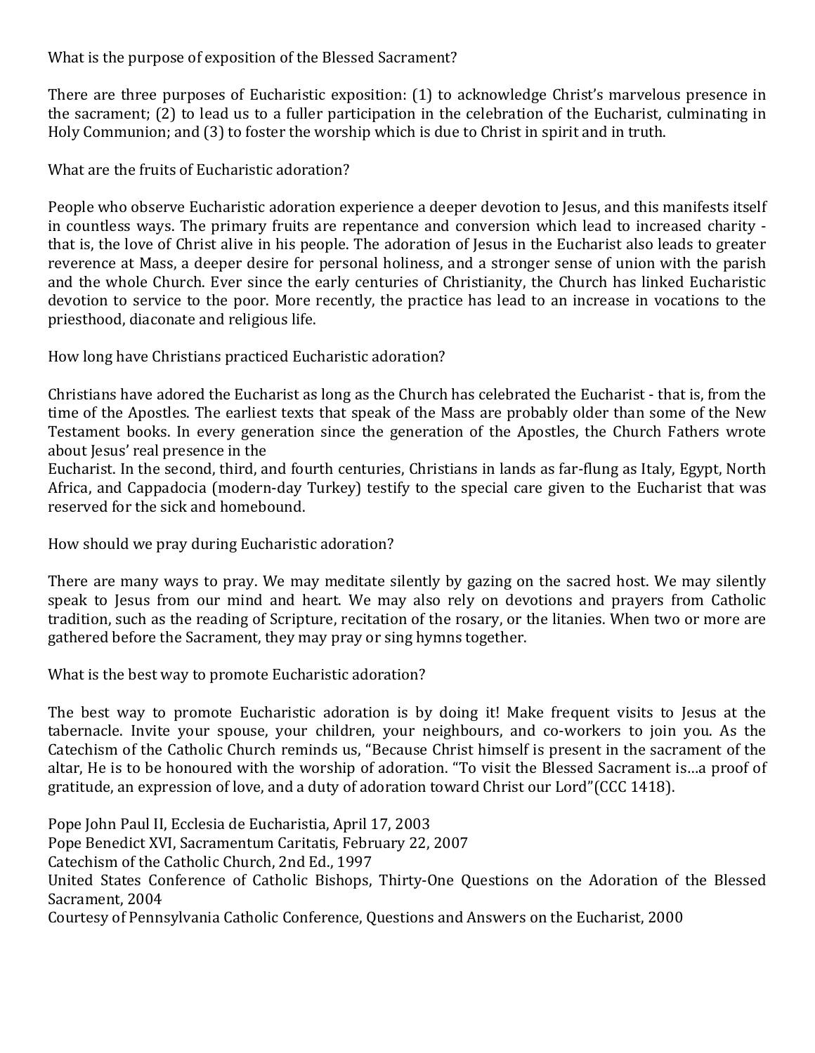What is the purpose of exposition of the Blessed Sacrament?

There are three purposes of Eucharistic exposition: (1) to acknowledge Christ's marvelous presence in the sacrament; (2) to lead us to a fuller participation in the celebration of the Eucharist, culminating in Holy Communion; and (3) to foster the worship which is due to Christ in spirit and in truth.

What are the fruits of Eucharistic adoration?

People who observe Eucharistic adoration experience a deeper devotion to Jesus, and this manifests itself in countless ways. The primary fruits are repentance and conversion which lead to increased charity - that is, the love of Christ alive in his people. The adoration of Jesus in the Eucharist also leads to greater reverence at Mass, a deeper desire for personal holiness, and a stronger sense of union with the parish and the whole Church. Ever since the early centuries of Christianity, the Church has linked Eucharistic devotion to service to the poor. More recently, the practice has lead to an increase in vocations to the priesthood, diaconate and religious life.

How long have Christians practiced Eucharistic adoration?

Christians have adored the Eucharist as long as the Church has celebrated the Eucharist - that is, from the time of the Apostles. The earliest texts that speak of the Mass are probably older than some of the New Testament books. In every generation since the generation of the Apostles, the Church Fathers wrote about Jesus' real presence in the Eucharist. In the second, third, and fourth centuries, Christians in lands as far-flung as Italy, Egypt, North Africa, and Cappadocia (modern-day Turkey) testify to the special care given to the Eucharist that was reserved for the sick and homebound.

How should we pray during Eucharistic adoration?

There are many ways to pray. We may meditate silently by gazing on the sacred host. We may silently speak to Jesus from our mind and heart. We may also rely on devotions and prayers from Catholic tradition, such as the reading of Scripture, recitation of the rosary, or the litanies. When two or more are gathered before the Sacrament, they may pray or sing hymns together.

What is the best way to promote Eucharistic adoration?

The best way to promote Eucharistic adoration is by doing it! Make frequent visits to Jesus at the tabernacle. Invite your spouse, your children, your neighbours, and co-workers to join you. As the Catechism of the Catholic Church reminds us, "Because Christ himself is present in the sacrament of the altar, He is to be honoured with the worship of adoration. "To visit the Blessed Sacrament is…a proof of gratitude, an expression of love, and a duty of adoration toward Christ our Lord"(CCC 1418).

Pope John Paul II, Ecclesia de Eucharistia, April 17, 2003
Pope Benedict XVI, Sacramentum Caritatis, February 22, 2007
Catechism of the Catholic Church, 2nd Ed., 1997
United States Conference of Catholic Bishops, Thirty-One Questions on the Adoration of the Blessed Sacrament, 2004
Courtesy of Pennsylvania Catholic Conference, Questions and Answers on the Eucharist, 2000